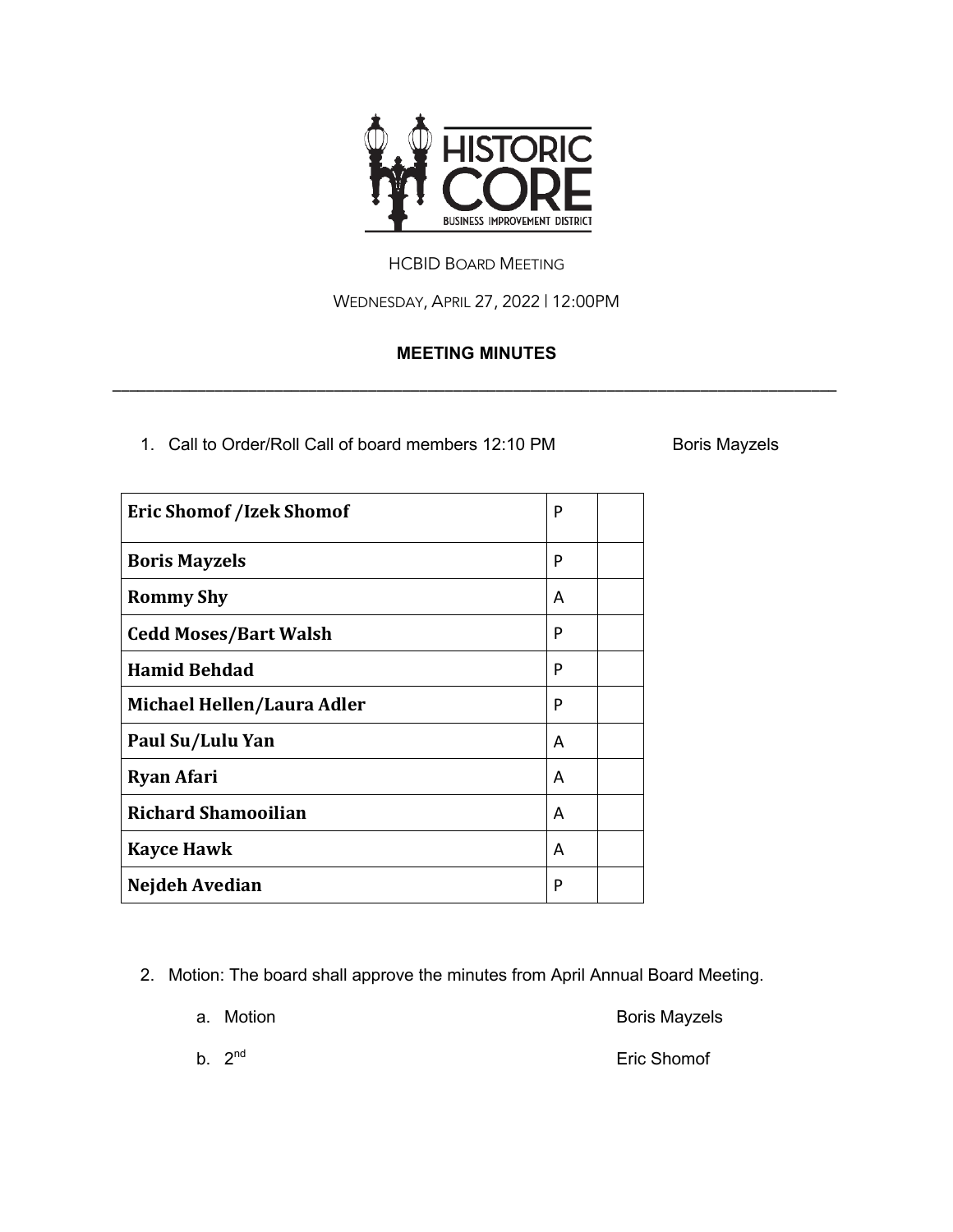HCBID BOARD MEETING

WEDNESDAY, APRIL 27, 2022 | 12:00PM

**MEETING MINUTES**

---

1. Call to Order/Roll Call of board members 12:10 PM — Boris Mayzels

| | | |
|---|---|---|
| **Eric Shomof /Izek Shomof** | P | |
| **Boris Mayzels** | P | |
| **Rommy Shy** | A | |
| **Cedd Moses/Bart Walsh** | P | |
| **Hamid Behdad** | P | |
| **Michael Hellen/Laura Adler** | P | |
| **Paul Su/Lulu Yan** | A | |
| **Ryan Afari** | A | |
| **Richard Shamooilian** | A | |
| **Kayce Hawk** | A | |
| **Nejdeh Avedian** | P | |

2. Motion: The board shall approve the minutes from April Annual Board Meeting.
   a. Motion — Boris Mayzels
   b. 2nd — Eric Shomof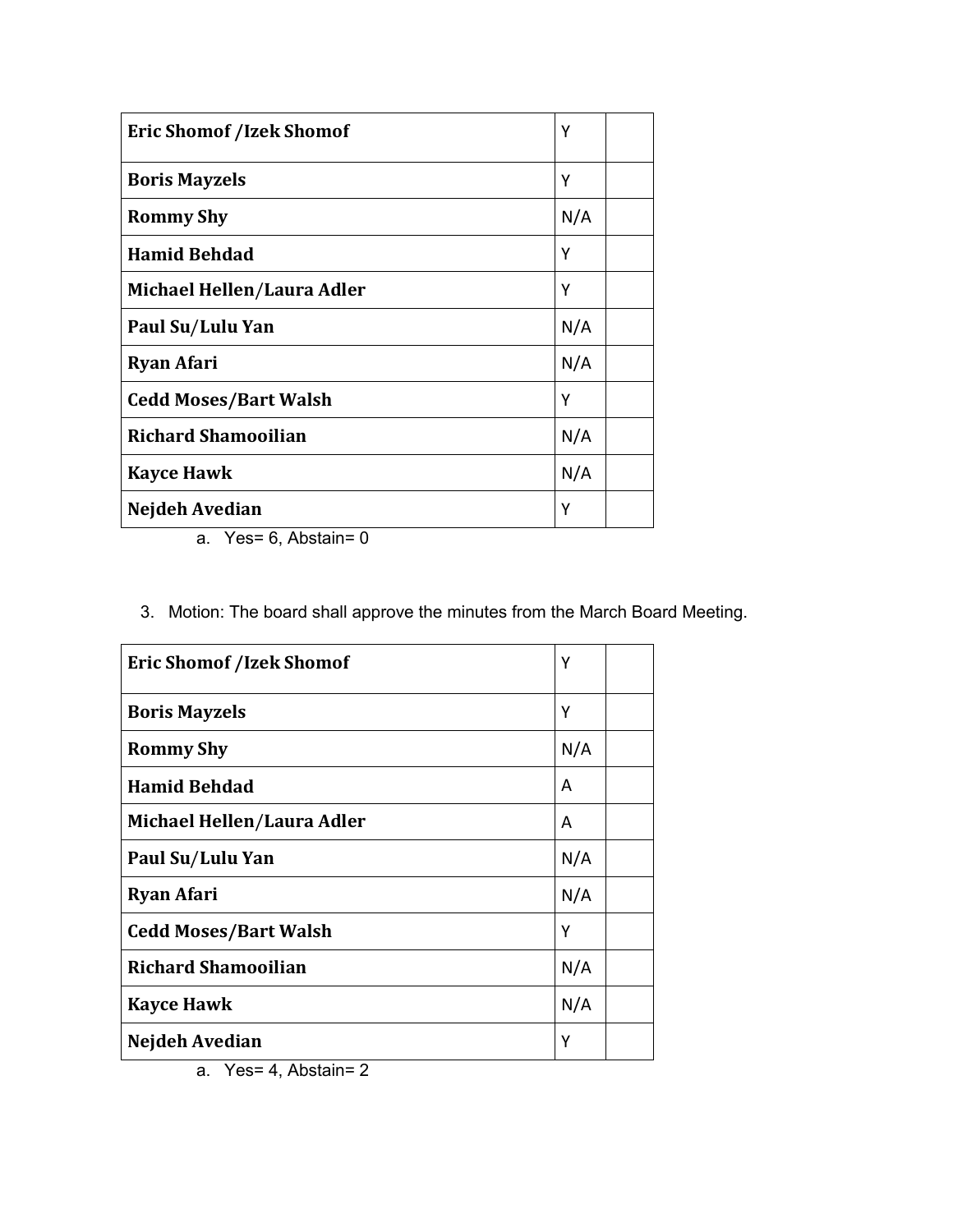| Eric Shomof /Izek Shomof | Y | |
|---|---|---|
| Boris Mayzels | Y | |
| Rommy Shy | N/A | |
| Hamid Behdad | Y | |
| Michael Hellen/Laura Adler | Y | |
| Paul Su/Lulu Yan | N/A | |
| Ryan Afari | N/A | |
| Cedd Moses/Bart Walsh | Y | |
| Richard Shamooilian | N/A | |
| Kayce Hawk | N/A | |
| Nejdeh Avedian | Y | |

a. Yes= 6, Abstain= 0

3. Motion: The board shall approve the minutes from the March Board Meeting.

| Eric Shomof /Izek Shomof | Y | |
|---|---|---|
| Boris Mayzels | Y | |
| Rommy Shy | N/A | |
| Hamid Behdad | A | |
| Michael Hellen/Laura Adler | A | |
| Paul Su/Lulu Yan | N/A | |
| Ryan Afari | N/A | |
| Cedd Moses/Bart Walsh | Y | |
| Richard Shamooilian | N/A | |
| Kayce Hawk | N/A | |
| Nejdeh Avedian | Y | |

a. Yes= 4, Abstain= 2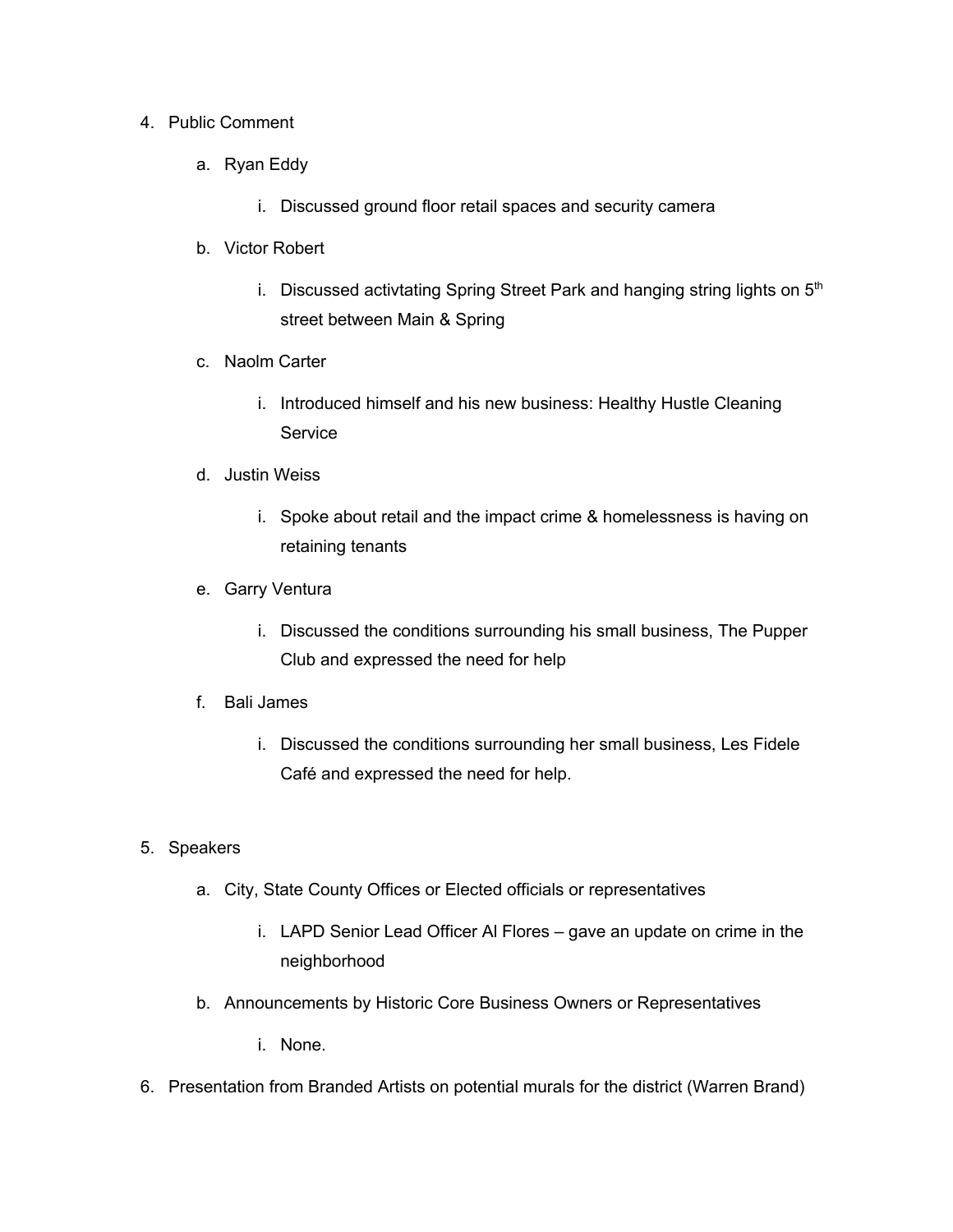4. Public Comment

   a. Ryan Eddy

      i. Discussed ground floor retail spaces and security camera

   b. Victor Robert

      i. Discussed activtating Spring Street Park and hanging string lights on 5th street between Main & Spring

   c. Naolm Carter

      i. Introduced himself and his new business: Healthy Hustle Cleaning Service

   d. Justin Weiss

      i. Spoke about retail and the impact crime & homelessness is having on retaining tenants

   e. Garry Ventura

      i. Discussed the conditions surrounding his small business, The Pupper Club and expressed the need for help

   f. Bali James

      i. Discussed the conditions surrounding her small business, Les Fidele Café and expressed the need for help.

5. Speakers

   a. City, State County Offices or Elected officials or representatives

      i. LAPD Senior Lead Officer Al Flores – gave an update on crime in the neighborhood

   b. Announcements by Historic Core Business Owners or Representatives

      i. None.

6. Presentation from Branded Artists on potential murals for the district (Warren Brand)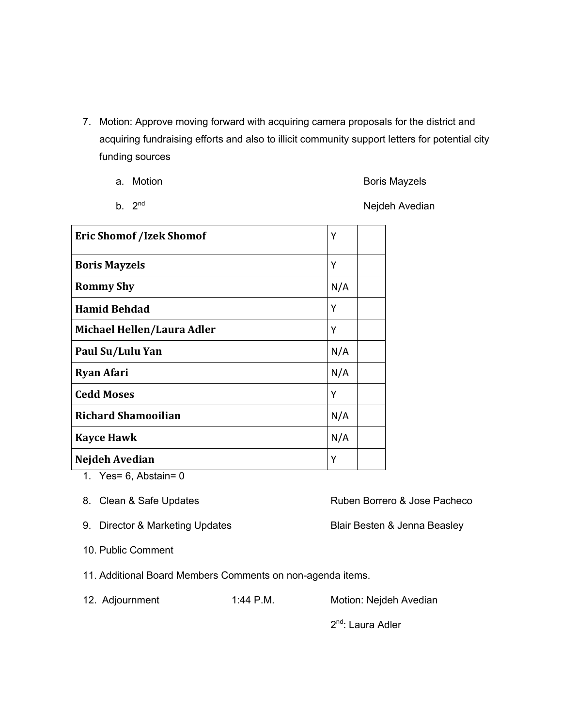7. Motion: Approve moving forward with acquiring camera proposals for the district and acquiring fundraising efforts and also to illicit community support letters for potential city funding sources

    a. Motion — Boris Mayzels

    b. 2nd — Nejdeh Avedian

| | | |
|---|---|---|
| **Eric Shomof /Izek Shomof** | Y | |
| **Boris Mayzels** | Y | |
| **Rommy Shy** | N/A | |
| **Hamid Behdad** | Y | |
| **Michael Hellen/Laura Adler** | Y | |
| **Paul Su/Lulu Yan** | N/A | |
| **Ryan Afari** | N/A | |
| **Cedd Moses** | Y | |
| **Richard Shamooilian** | N/A | |
| **Kayce Hawk** | N/A | |
| **Nejdeh Avedian** | Y | |

1. Yes= 6, Abstain= 0

8. Clean & Safe Updates — Ruben Borrero & Jose Pacheco

9. Director & Marketing Updates — Blair Besten & Jenna Beasley

10. Public Comment

11. Additional Board Members Comments on non-agenda items.

12. Adjournment — 1:44 P.M. — Motion: Nejdeh Avedian

    2nd: Laura Adler